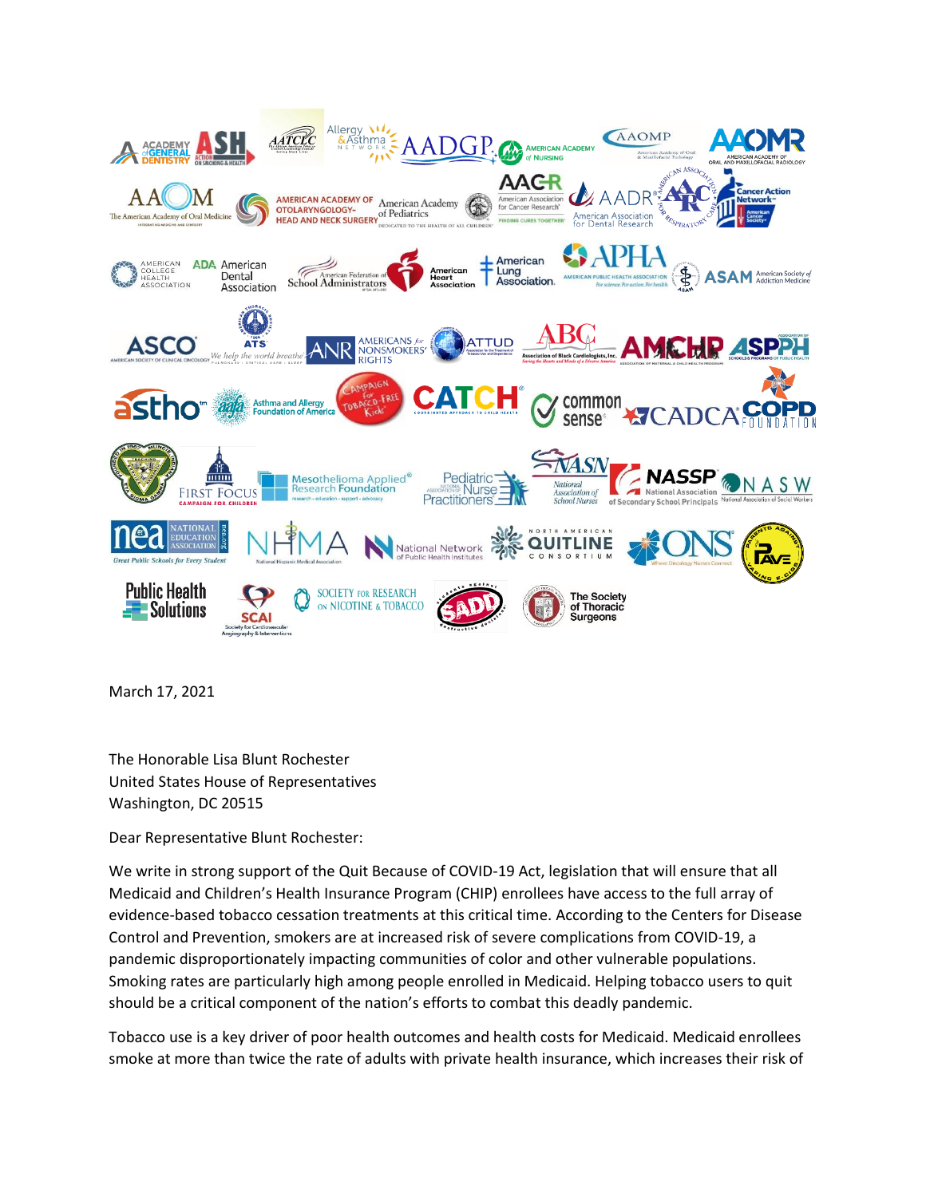March 17, 2021

The Honorable Lisa Blunt Rochester
United States House of Representatives
Washington, DC 20515

Dear Representative Blunt Rochester:

We write in strong support of the Quit Because of COVID-19 Act, legislation that will ensure that all Medicaid and Children's Health Insurance Program (CHIP) enrollees have access to the full array of evidence-based tobacco cessation treatments at this critical time. According to the Centers for Disease Control and Prevention, smokers are at increased risk of severe complications from COVID-19, a pandemic disproportionately impacting communities of color and other vulnerable populations. Smoking rates are particularly high among people enrolled in Medicaid. Helping tobacco users to quit should be a critical component of the nation's efforts to combat this deadly pandemic.

Tobacco use is a key driver of poor health outcomes and health costs for Medicaid. Medicaid enrollees smoke at more than twice the rate of adults with private health insurance, which increases their risk of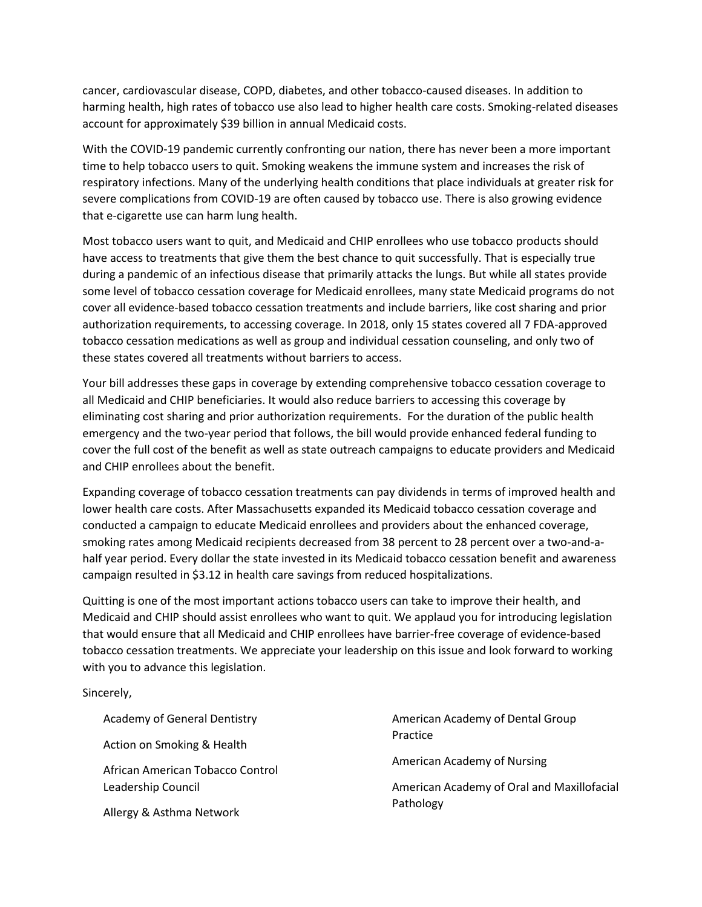cancer, cardiovascular disease, COPD, diabetes, and other tobacco-caused diseases. In addition to harming health, high rates of tobacco use also lead to higher health care costs. Smoking-related diseases account for approximately $39 billion in annual Medicaid costs.

With the COVID-19 pandemic currently confronting our nation, there has never been a more important time to help tobacco users to quit. Smoking weakens the immune system and increases the risk of respiratory infections. Many of the underlying health conditions that place individuals at greater risk for severe complications from COVID-19 are often caused by tobacco use. There is also growing evidence that e-cigarette use can harm lung health.

Most tobacco users want to quit, and Medicaid and CHIP enrollees who use tobacco products should have access to treatments that give them the best chance to quit successfully. That is especially true during a pandemic of an infectious disease that primarily attacks the lungs. But while all states provide some level of tobacco cessation coverage for Medicaid enrollees, many state Medicaid programs do not cover all evidence-based tobacco cessation treatments and include barriers, like cost sharing and prior authorization requirements, to accessing coverage. In 2018, only 15 states covered all 7 FDA-approved tobacco cessation medications as well as group and individual cessation counseling, and only two of these states covered all treatments without barriers to access.

Your bill addresses these gaps in coverage by extending comprehensive tobacco cessation coverage to all Medicaid and CHIP beneficiaries. It would also reduce barriers to accessing this coverage by eliminating cost sharing and prior authorization requirements. For the duration of the public health emergency and the two-year period that follows, the bill would provide enhanced federal funding to cover the full cost of the benefit as well as state outreach campaigns to educate providers and Medicaid and CHIP enrollees about the benefit.

Expanding coverage of tobacco cessation treatments can pay dividends in terms of improved health and lower health care costs. After Massachusetts expanded its Medicaid tobacco cessation coverage and conducted a campaign to educate Medicaid enrollees and providers about the enhanced coverage, smoking rates among Medicaid recipients decreased from 38 percent to 28 percent over a two-and-a-half year period. Every dollar the state invested in its Medicaid tobacco cessation benefit and awareness campaign resulted in $3.12 in health care savings from reduced hospitalizations.

Quitting is one of the most important actions tobacco users can take to improve their health, and Medicaid and CHIP should assist enrollees who want to quit. We applaud you for introducing legislation that would ensure that all Medicaid and CHIP enrollees have barrier-free coverage of evidence-based tobacco cessation treatments. We appreciate your leadership on this issue and look forward to working with you to advance this legislation.

Sincerely,

Academy of General Dentistry

Action on Smoking & Health

African American Tobacco Control Leadership Council

Allergy & Asthma Network

American Academy of Dental Group Practice

American Academy of Nursing

American Academy of Oral and Maxillofacial Pathology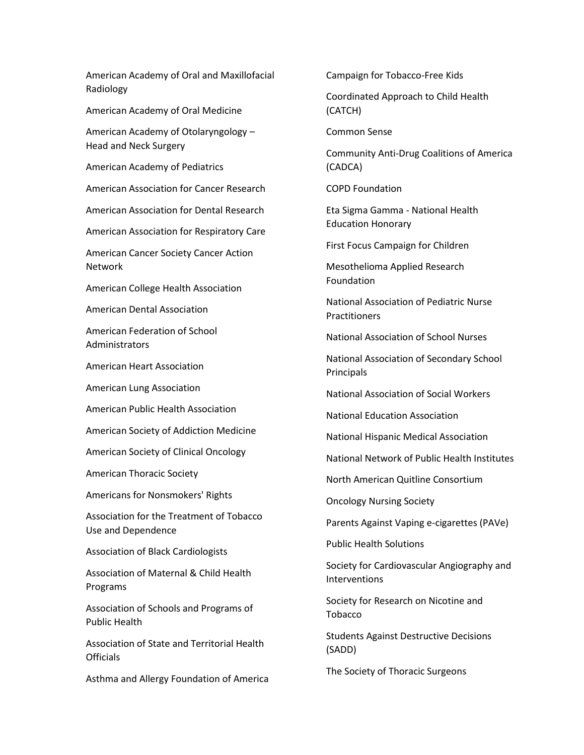American Academy of Oral and Maxillofacial Radiology

American Academy of Oral Medicine

American Academy of Otolaryngology – Head and Neck Surgery

American Academy of Pediatrics

American Association for Cancer Research

American Association for Dental Research

American Association for Respiratory Care

American Cancer Society Cancer Action Network

American College Health Association

American Dental Association

American Federation of School Administrators

American Heart Association

American Lung Association

American Public Health Association

American Society of Addiction Medicine

American Society of Clinical Oncology

American Thoracic Society

Americans for Nonsmokers' Rights

Association for the Treatment of Tobacco Use and Dependence

Association of Black Cardiologists

Association of Maternal & Child Health Programs

Association of Schools and Programs of Public Health

Association of State and Territorial Health Officials

Asthma and Allergy Foundation of America

Campaign for Tobacco-Free Kids

Coordinated Approach to Child Health (CATCH)

Common Sense

Community Anti-Drug Coalitions of America (CADCA)

COPD Foundation

Eta Sigma Gamma - National Health Education Honorary

First Focus Campaign for Children

Mesothelioma Applied Research Foundation

National Association of Pediatric Nurse Practitioners

National Association of School Nurses

National Association of Secondary School Principals

National Association of Social Workers

National Education Association

National Hispanic Medical Association

National Network of Public Health Institutes

North American Quitline Consortium

Oncology Nursing Society

Parents Against Vaping e-cigarettes (PAVe)

Public Health Solutions

Society for Cardiovascular Angiography and Interventions

Society for Research on Nicotine and Tobacco

Students Against Destructive Decisions (SADD)

The Society of Thoracic Surgeons